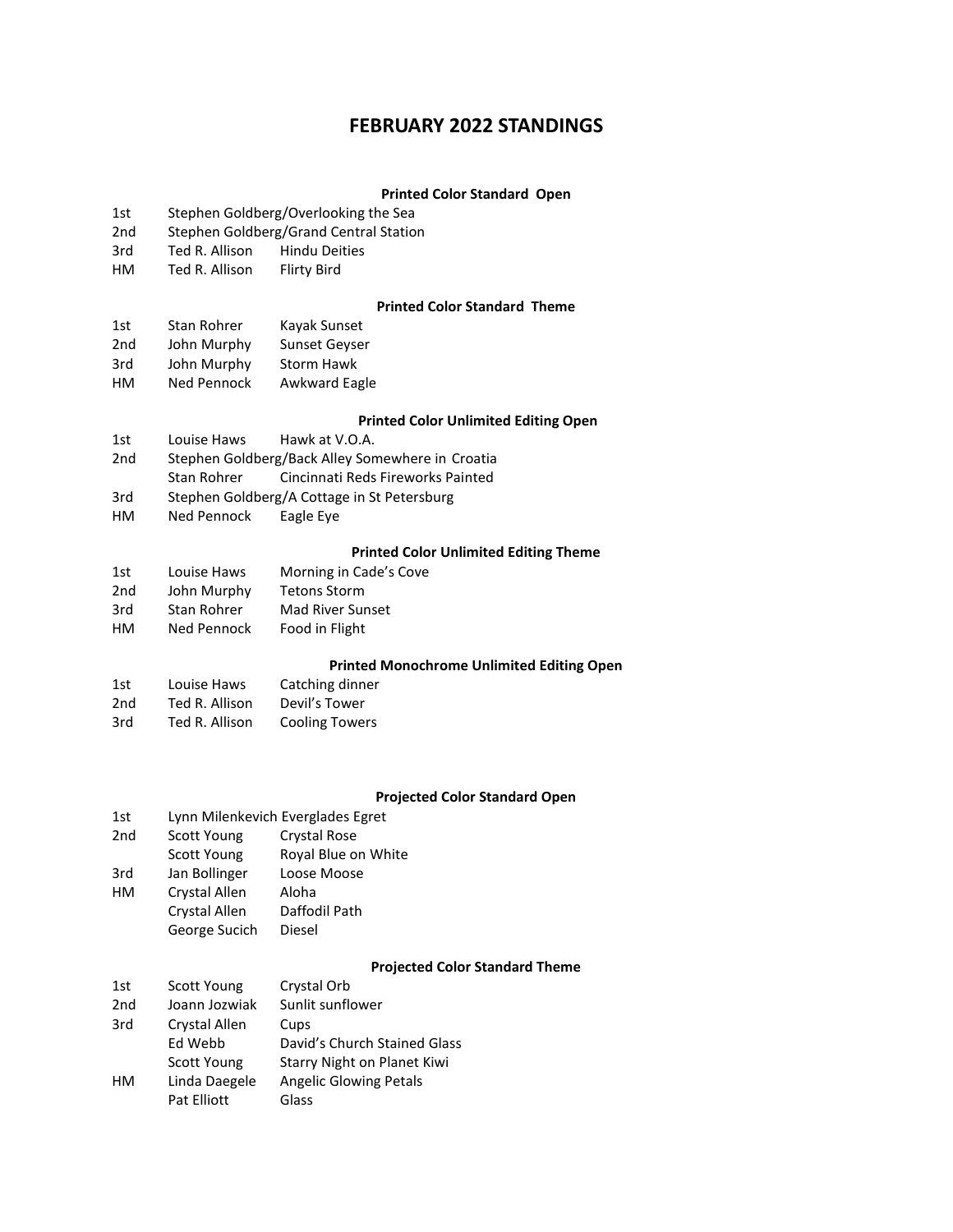# FEBRUARY 2022 STANDINGS

### Printed Color Standard Open

| Place | Name | Title |
|---|---|---|
| 1st | Stephen Goldberg/Overlooking the Sea | |
| 2nd | Stephen Goldberg/Grand Central Station | |
| 3rd | Ted R. Allison | Hindu Deities |
| HM | Ted R. Allison | Flirty Bird |

### Printed Color Standard Theme

| Place | Name | Title |
|---|---|---|
| 1st | Stan Rohrer | Kayak Sunset |
| 2nd | John Murphy | Sunset Geyser |
| 3rd | John Murphy | Storm Hawk |
| HM | Ned Pennock | Awkward Eagle |

### Printed Color Unlimited Editing Open

| Place | Name | Title |
|---|---|---|
| 1st | Louise Haws | Hawk at V.O.A. |
| 2nd | Stephen Goldberg/Back Alley Somewhere in Croatia | |
| | Stan Rohrer | Cincinnati Reds Fireworks Painted |
| 3rd | Stephen Goldberg/A Cottage in St Petersburg | |
| HM | Ned Pennock | Eagle Eye |

### Printed Color Unlimited Editing Theme

| Place | Name | Title |
|---|---|---|
| 1st | Louise Haws | Morning in Cade's Cove |
| 2nd | John Murphy | Tetons Storm |
| 3rd | Stan Rohrer | Mad River Sunset |
| HM | Ned Pennock | Food in Flight |

### Printed Monochrome Unlimited Editing Open

| Place | Name | Title |
|---|---|---|
| 1st | Louise Haws | Catching dinner |
| 2nd | Ted R. Allison | Devil's Tower |
| 3rd | Ted R. Allison | Cooling Towers |

### Projected Color Standard Open

| Place | Name | Title |
|---|---|---|
| 1st | Lynn Milenkevich Everglades Egret | |
| 2nd | Scott Young | Crystal Rose |
| | Scott Young | Royal Blue on White |
| 3rd | Jan Bollinger | Loose Moose |
| HM | Crystal Allen | Aloha |
| | Crystal Allen | Daffodil Path |
| | George Sucich | Diesel |

### Projected Color Standard Theme

| Place | Name | Title |
|---|---|---|
| 1st | Scott Young | Crystal Orb |
| 2nd | Joann Jozwiak | Sunlit sunflower |
| 3rd | Crystal Allen | Cups |
| | Ed Webb | David's Church Stained Glass |
| | Scott Young | Starry Night on Planet Kiwi |
| HM | Linda Daegele | Angelic Glowing Petals |
| | Pat Elliott | Glass |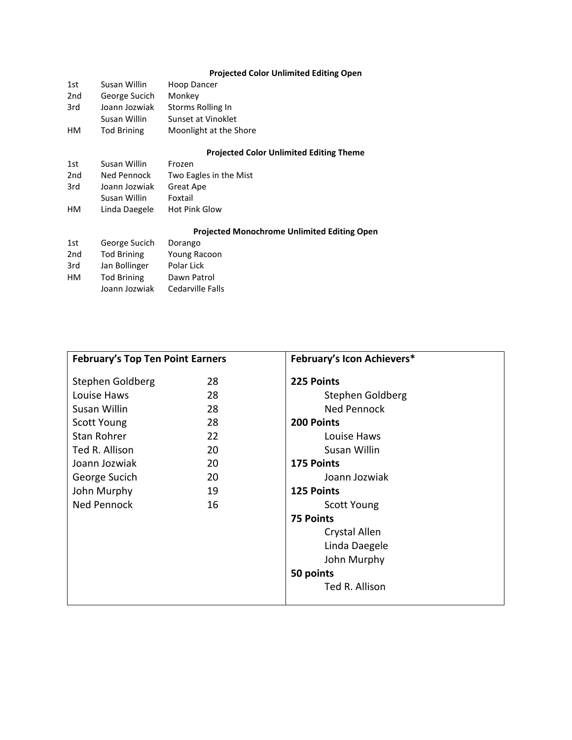**Projected Color Unlimited Editing Open**

| | | |
|---|---|---|
| 1st | Susan Willin | Hoop Dancer |
| 2nd | George Sucich | Monkey |
| 3rd | Joann Jozwiak | Storms Rolling In |
| | Susan Willin | Sunset at Vinoklet |
| HM | Tod Brining | Moonlight at the Shore |

**Projected Color Unlimited Editing Theme**

| | | |
|---|---|---|
| 1st | Susan Willin | Frozen |
| 2nd | Ned Pennock | Two Eagles in the Mist |
| 3rd | Joann Jozwiak | Great Ape |
| | Susan Willin | Foxtail |
| HM | Linda Daegele | Hot Pink Glow |

**Projected Monochrome Unlimited Editing Open**

| | | |
|---|---|---|
| 1st | George Sucich | Dorango |
| 2nd | Tod Brining | Young Racoon |
| 3rd | Jan Bollinger | Polar Lick |
| HM | Tod Brining | Dawn Patrol |
| | Joann Jozwiak | Cedarville Falls |

**February's Top Ten Point Earners**

| | |
|---|---|
| Stephen Goldberg | 28 |
| Louise Haws | 28 |
| Susan Willin | 28 |
| Scott Young | 28 |
| Stan Rohrer | 22 |
| Ted R. Allison | 20 |
| Joann Jozwiak | 20 |
| George Sucich | 20 |
| John Murphy | 19 |
| Ned Pennock | 16 |

**February's Icon Achievers***

**225 Points**
- Stephen Goldberg
- Ned Pennock

**200 Points**
- Louise Haws
- Susan Willin

**175 Points**
- Joann Jozwiak

**125 Points**
- Scott Young

**75 Points**
- Crystal Allen
- Linda Daegele
- John Murphy

**50 points**
- Ted R. Allison